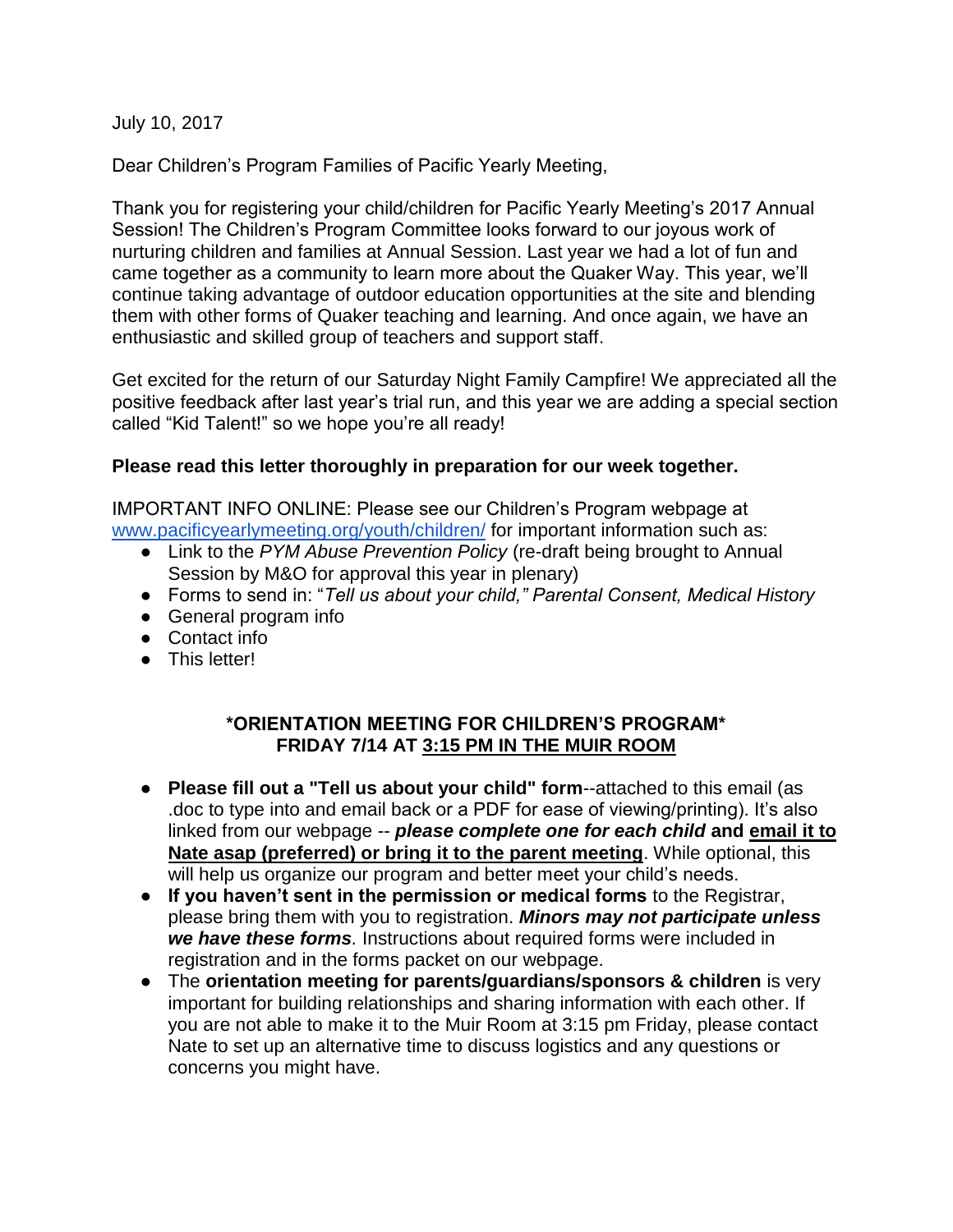July 10, 2017

Dear Children's Program Families of Pacific Yearly Meeting,

Thank you for registering your child/children for Pacific Yearly Meeting's 2017 Annual Session! The Children's Program Committee looks forward to our joyous work of nurturing children and families at Annual Session. Last year we had a lot of fun and came together as a community to learn more about the Quaker Way. This year, we'll continue taking advantage of outdoor education opportunities at the site and blending them with other forms of Quaker teaching and learning. And once again, we have an enthusiastic and skilled group of teachers and support staff.

Get excited for the return of our Saturday Night Family Campfire! We appreciated all the positive feedback after last year's trial run, and this year we are adding a special section called "Kid Talent!" so we hope you're all ready!

**Please read this letter thoroughly in preparation for our week together.**

IMPORTANT INFO ONLINE: Please see our Children's Program webpage at [www.pacificyearlymeeting.org/youth/children/](www.pacificyearlymeeting.org/youth/children/) for important information such as:

- Link to the *PYM Abuse Prevention Policy* (re-draft being brought to Annual Session by M&O for approval this year in plenary)
- Forms to send in: "*Tell us about your child," Parental Consent, Medical History*
- General program info
- Contact info
- This letter!

**\*ORIENTATION MEETING FOR CHILDREN'S PROGRAM\***
**FRIDAY 7/14 AT <u>3:15 PM IN THE MUIR ROOM</u>**

- **Please fill out a "Tell us about your child" form**--attached to this email (as .doc to type into and email back or a PDF for ease of viewing/printing). It's also linked from our webpage -- ***please complete one for each child*** **and <u>email it to Nate asap (preferred) or bring it to the parent meeting</u>**. While optional, this will help us organize our program and better meet your child's needs.
- **If you haven't sent in the permission or medical forms** to the Registrar, please bring them with you to registration. ***Minors may not participate unless we have these forms****.* Instructions about required forms were included in registration and in the forms packet on our webpage.
- The **orientation meeting for parents/guardians/sponsors & children** is very important for building relationships and sharing information with each other. If you are not able to make it to the Muir Room at 3:15 pm Friday, please contact Nate to set up an alternative time to discuss logistics and any questions or concerns you might have.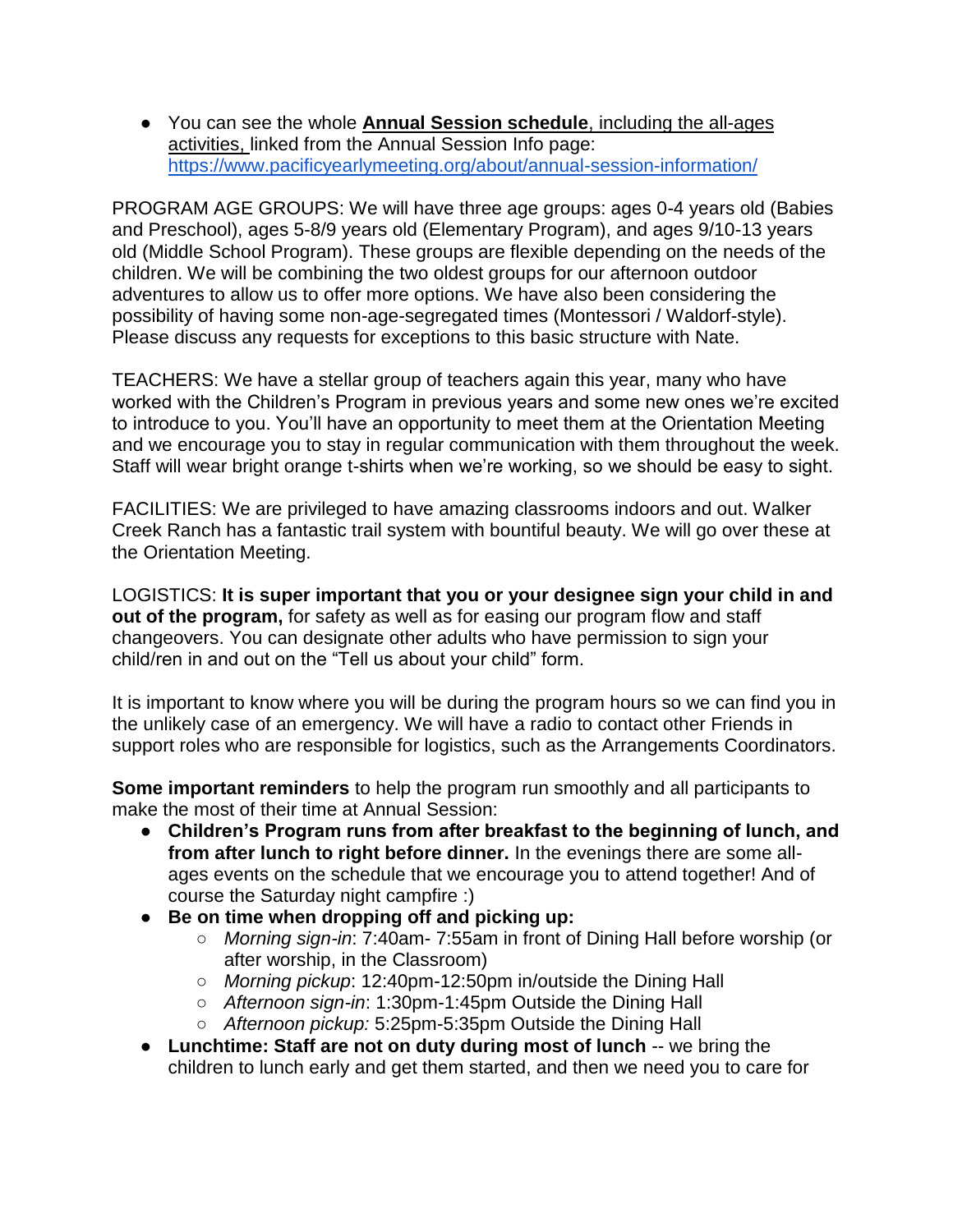- You can see the whole **Annual Session schedule**, including the all-ages activities, linked from the Annual Session Info page: https://www.pacificyearlymeeting.org/about/annual-session-information/

PROGRAM AGE GROUPS: We will have three age groups: ages 0-4 years old (Babies and Preschool), ages 5-8/9 years old (Elementary Program), and ages 9/10-13 years old (Middle School Program). These groups are flexible depending on the needs of the children. We will be combining the two oldest groups for our afternoon outdoor adventures to allow us to offer more options. We have also been considering the possibility of having some non-age-segregated times (Montessori / Waldorf-style). Please discuss any requests for exceptions to this basic structure with Nate.

TEACHERS: We have a stellar group of teachers again this year, many who have worked with the Children's Program in previous years and some new ones we're excited to introduce to you. You'll have an opportunity to meet them at the Orientation Meeting and we encourage you to stay in regular communication with them throughout the week. Staff will wear bright orange t-shirts when we're working, so we should be easy to sight.

FACILITIES: We are privileged to have amazing classrooms indoors and out. Walker Creek Ranch has a fantastic trail system with bountiful beauty. We will go over these at the Orientation Meeting.

LOGISTICS: **It is super important that you or your designee sign your child in and out of the program,** for safety as well as for easing our program flow and staff changeovers. You can designate other adults who have permission to sign your child/ren in and out on the "Tell us about your child" form.

It is important to know where you will be during the program hours so we can find you in the unlikely case of an emergency. We will have a radio to contact other Friends in support roles who are responsible for logistics, such as the Arrangements Coordinators.

**Some important reminders** to help the program run smoothly and all participants to make the most of their time at Annual Session:

- **Children's Program runs from after breakfast to the beginning of lunch, and from after lunch to right before dinner.** In the evenings there are some all-ages events on the schedule that we encourage you to attend together! And of course the Saturday night campfire :)
- **Be on time when dropping off and picking up:**
  - *Morning sign-in*: 7:40am- 7:55am in front of Dining Hall before worship (or after worship, in the Classroom)
  - *Morning pickup*: 12:40pm-12:50pm in/outside the Dining Hall
  - *Afternoon sign-in*: 1:30pm-1:45pm Outside the Dining Hall
  - *Afternoon pickup:* 5:25pm-5:35pm Outside the Dining Hall
- **Lunchtime: Staff are not on duty during most of lunch** -- we bring the children to lunch early and get them started, and then we need you to care for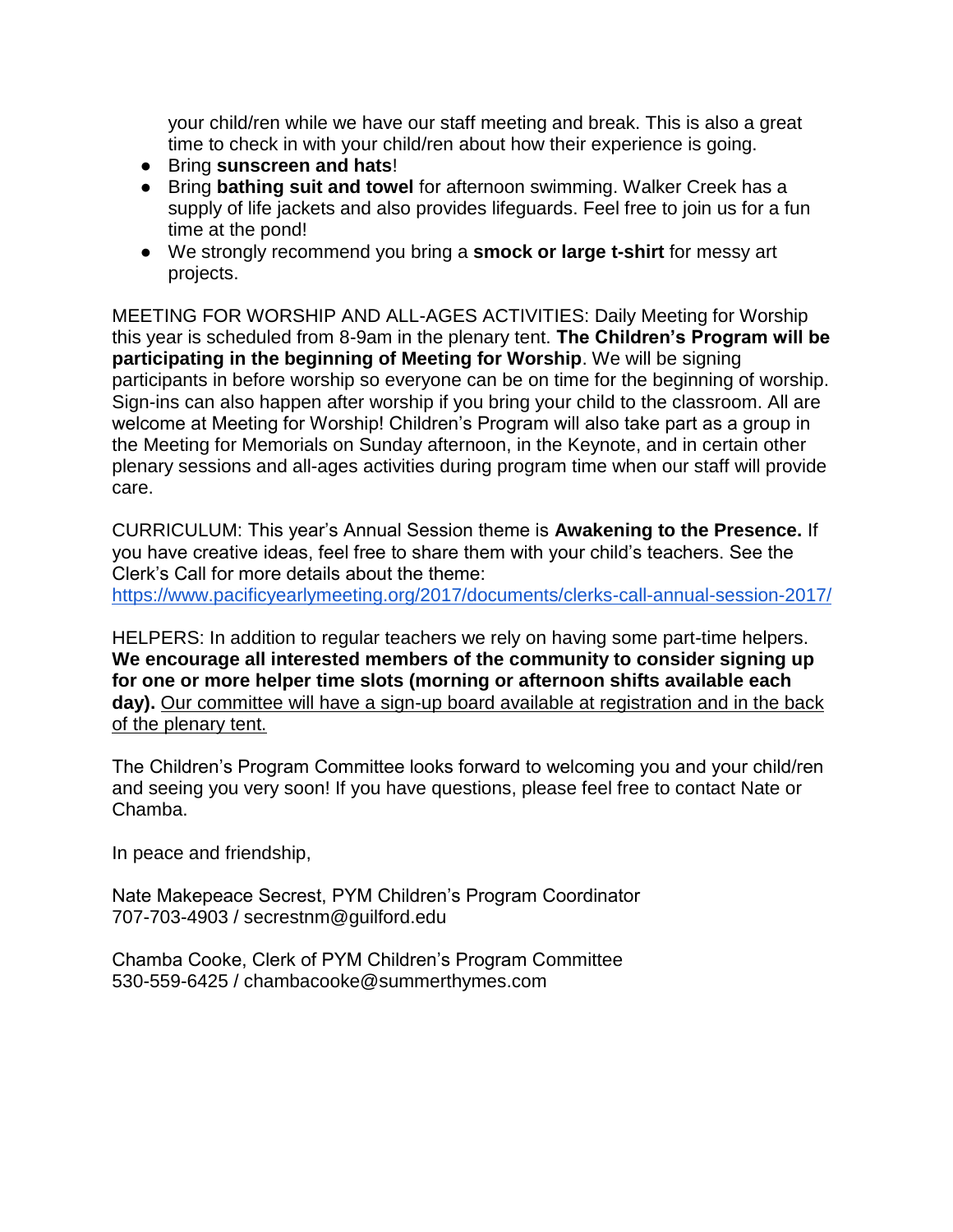your child/ren while we have our staff meeting and break. This is also a great time to check in with your child/ren about how their experience is going.

- Bring **sunscreen and hats**!
- Bring **bathing suit and towel** for afternoon swimming. Walker Creek has a supply of life jackets and also provides lifeguards. Feel free to join us for a fun time at the pond!
- We strongly recommend you bring a **smock or large t-shirt** for messy art projects.

MEETING FOR WORSHIP AND ALL-AGES ACTIVITIES: Daily Meeting for Worship this year is scheduled from 8-9am in the plenary tent. **The Children's Program will be participating in the beginning of Meeting for Worship**. We will be signing participants in before worship so everyone can be on time for the beginning of worship. Sign-ins can also happen after worship if you bring your child to the classroom. All are welcome at Meeting for Worship! Children's Program will also take part as a group in the Meeting for Memorials on Sunday afternoon, in the Keynote, and in certain other plenary sessions and all-ages activities during program time when our staff will provide care.

CURRICULUM: This year's Annual Session theme is **Awakening to the Presence.** If you have creative ideas, feel free to share them with your child's teachers. See the Clerk's Call for more details about the theme:
https://www.pacificyearlymeeting.org/2017/documents/clerks-call-annual-session-2017/

HELPERS: In addition to regular teachers we rely on having some part-time helpers. **We encourage all interested members of the community to consider signing up for one or more helper time slots (morning or afternoon shifts available each day).** Our committee will have a sign-up board available at registration and in the back of the plenary tent.

The Children's Program Committee looks forward to welcoming you and your child/ren and seeing you very soon! If you have questions, please feel free to contact Nate or Chamba.

In peace and friendship,

Nate Makepeace Secrest, PYM Children's Program Coordinator
707-703-4903 / secrestnm@guilford.edu

Chamba Cooke, Clerk of PYM Children's Program Committee
530-559-6425 / chambacooke@summerthymes.com